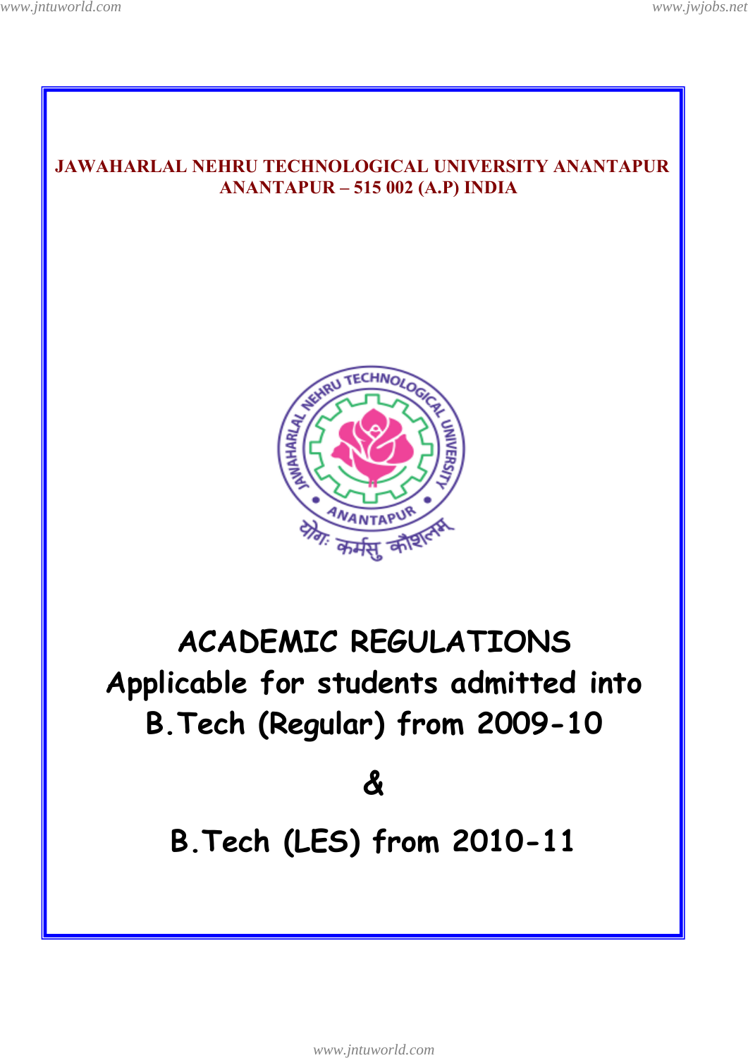**JAWAHARLAL NEHRU TECHNOLOGICAL UNIVERSITY ANANTAPUR**
**ANANTAPUR – 515 002 (A.P) INDIA**

# ACADEMIC REGULATIONS

## Applicable for students admitted into B.Tech (Regular) from 2009-10

## &

## B.Tech (LES) from 2010-11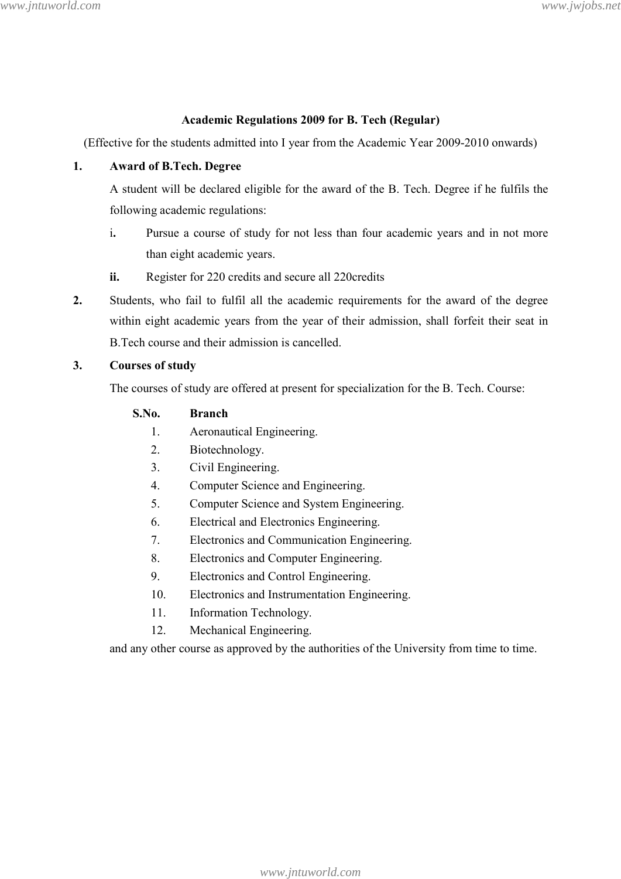## Academic Regulations 2009 for B. Tech (Regular)

(Effective for the students admitted into I year from the Academic Year 2009-2010 onwards)

**1. Award of B.Tech. Degree**

A student will be declared eligible for the award of the B. Tech. Degree if he fulfils the following academic regulations:

**i.** Pursue a course of study for not less than four academic years and in not more than eight academic years.

**ii.** Register for 220 credits and secure all 220credits

**2.** Students, who fail to fulfil all the academic requirements for the award of the degree within eight academic years from the year of their admission, shall forfeit their seat in B.Tech course and their admission is cancelled.

**3. Courses of study**

The courses of study are offered at present for specialization for the B. Tech. Course:

| S.No. | Branch |
|---|---|
| 1. | Aeronautical Engineering. |
| 2. | Biotechnology. |
| 3. | Civil Engineering. |
| 4. | Computer Science and Engineering. |
| 5. | Computer Science and System Engineering. |
| 6. | Electrical and Electronics Engineering. |
| 7. | Electronics and Communication Engineering. |
| 8. | Electronics and Computer Engineering. |
| 9. | Electronics and Control Engineering. |
| 10. | Electronics and Instrumentation Engineering. |
| 11. | Information Technology. |
| 12. | Mechanical Engineering. |

and any other course as approved by the authorities of the University from time to time.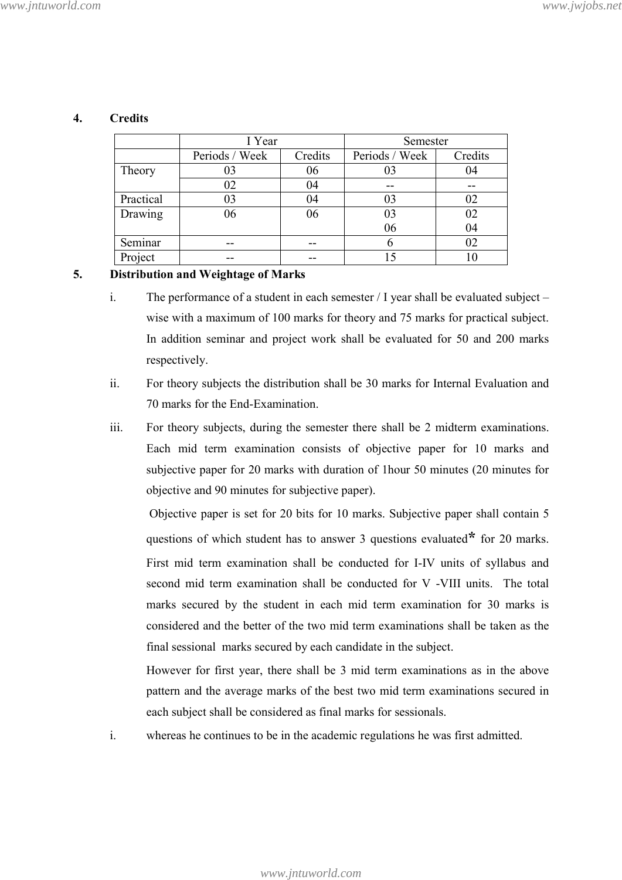## 4. Credits

| | I Year | | Semester | |
|---|---|---|---|---|
| | Periods / Week | Credits | Periods / Week | Credits |
| Theory | 03 | 06 | 03 | 04 |
| | 02 | 04 | -- | -- |
| Practical | 03 | 04 | 03 | 02 |
| Drawing | 06 | 06 | 03<br>06 | 02<br>04 |
| Seminar | -- | -- | 6 | 02 |
| Project | -- | -- | 15 | 10 |

## 5. Distribution and Weightage of Marks

i. The performance of a student in each semester / I year shall be evaluated subject – wise with a maximum of 100 marks for theory and 75 marks for practical subject. In addition seminar and project work shall be evaluated for 50 and 200 marks respectively.

ii. For theory subjects the distribution shall be 30 marks for Internal Evaluation and 70 marks for the End-Examination.

iii. For theory subjects, during the semester there shall be 2 midterm examinations. Each mid term examination consists of objective paper for 10 marks and subjective paper for 20 marks with duration of 1hour 50 minutes (20 minutes for objective and 90 minutes for subjective paper).

Objective paper is set for 20 bits for 10 marks. Subjective paper shall contain 5 questions of which student has to answer 3 questions evaluated* for 20 marks. First mid term examination shall be conducted for I-IV units of syllabus and second mid term examination shall be conducted for V -VIII units. The total marks secured by the student in each mid term examination for 30 marks is considered and the better of the two mid term examinations shall be taken as the final sessional marks secured by each candidate in the subject.

However for first year, there shall be 3 mid term examinations as in the above pattern and the average marks of the best two mid term examinations secured in each subject shall be considered as final marks for sessionals.

i. whereas he continues to be in the academic regulations he was first admitted.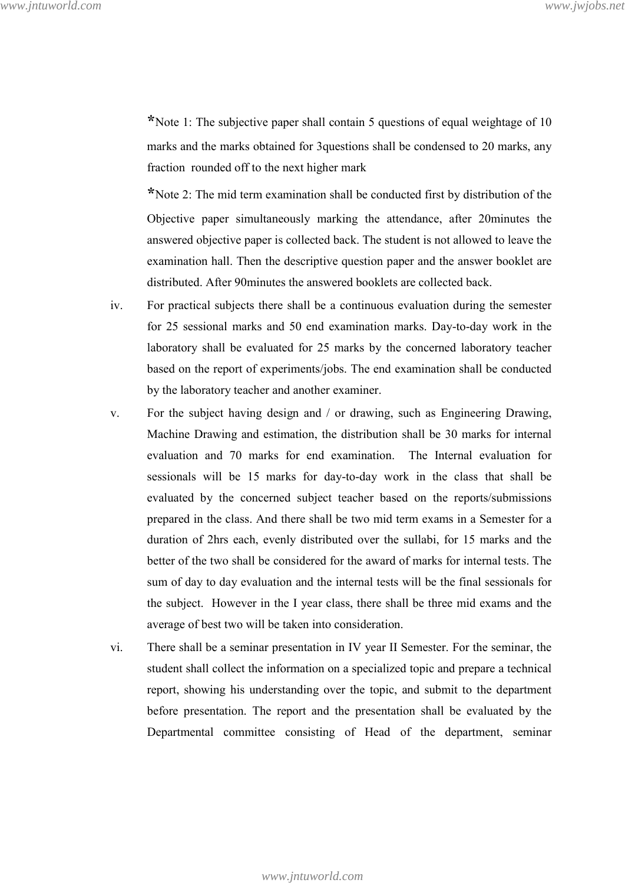*Note 1: The subjective paper shall contain 5 questions of equal weightage of 10 marks and the marks obtained for 3questions shall be condensed to 20 marks, any fraction rounded off to the next higher mark

*Note 2: The mid term examination shall be conducted first by distribution of the Objective paper simultaneously marking the attendance, after 20minutes the answered objective paper is collected back. The student is not allowed to leave the examination hall. Then the descriptive question paper and the answer booklet are distributed. After 90minutes the answered booklets are collected back.

iv. For practical subjects there shall be a continuous evaluation during the semester for 25 sessional marks and 50 end examination marks. Day-to-day work in the laboratory shall be evaluated for 25 marks by the concerned laboratory teacher based on the report of experiments/jobs. The end examination shall be conducted by the laboratory teacher and another examiner.

v. For the subject having design and / or drawing, such as Engineering Drawing, Machine Drawing and estimation, the distribution shall be 30 marks for internal evaluation and 70 marks for end examination. The Internal evaluation for sessionals will be 15 marks for day-to-day work in the class that shall be evaluated by the concerned subject teacher based on the reports/submissions prepared in the class. And there shall be two mid term exams in a Semester for a duration of 2hrs each, evenly distributed over the sullabi, for 15 marks and the better of the two shall be considered for the award of marks for internal tests. The sum of day to day evaluation and the internal tests will be the final sessionals for the subject. However in the I year class, there shall be three mid exams and the average of best two will be taken into consideration.

vi. There shall be a seminar presentation in IV year II Semester. For the seminar, the student shall collect the information on a specialized topic and prepare a technical report, showing his understanding over the topic, and submit to the department before presentation. The report and the presentation shall be evaluated by the Departmental committee consisting of Head of the department, seminar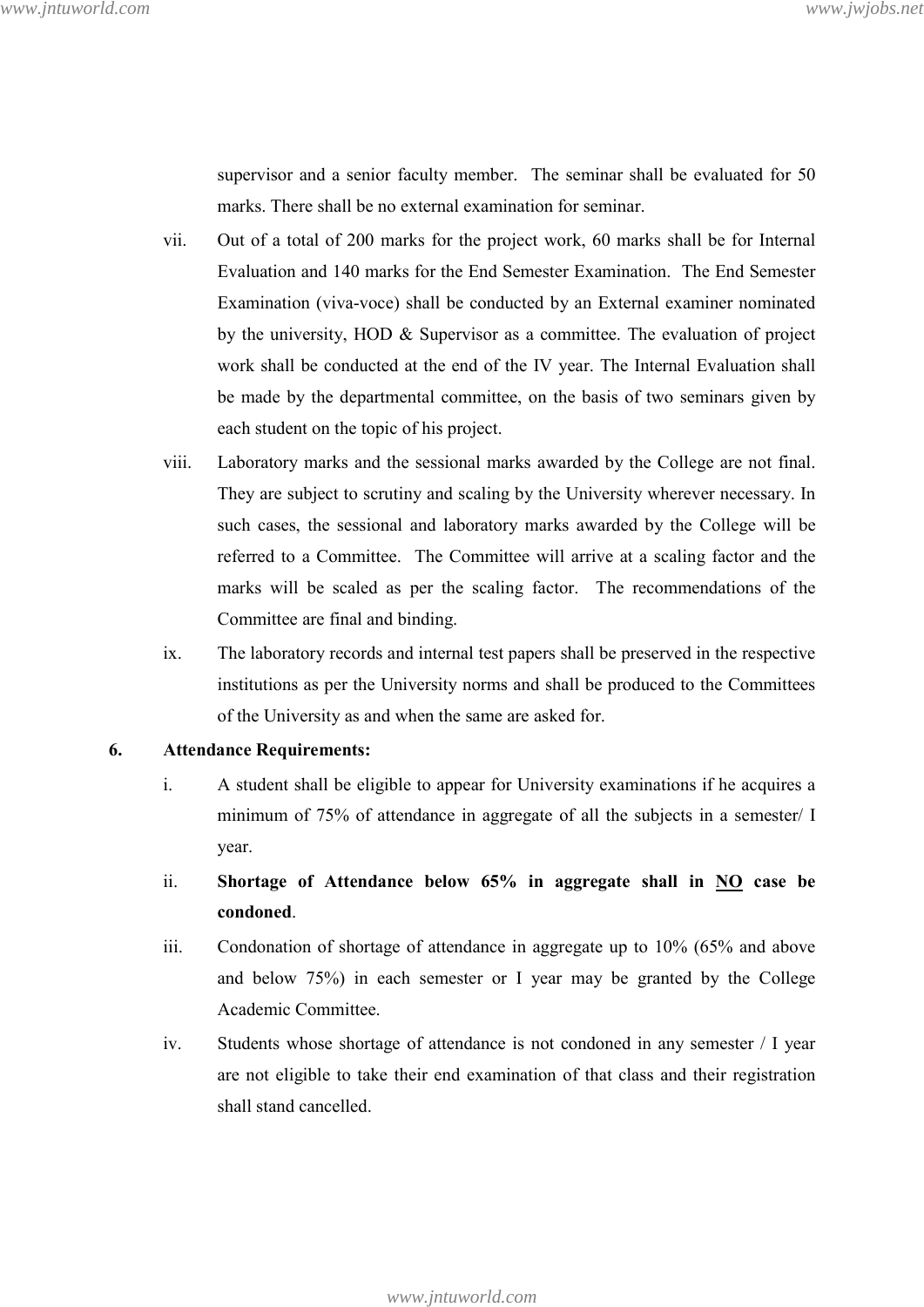supervisor and a senior faculty member. The seminar shall be evaluated for 50 marks. There shall be no external examination for seminar.

vii. Out of a total of 200 marks for the project work, 60 marks shall be for Internal Evaluation and 140 marks for the End Semester Examination. The End Semester Examination (viva-voce) shall be conducted by an External examiner nominated by the university, HOD & Supervisor as a committee. The evaluation of project work shall be conducted at the end of the IV year. The Internal Evaluation shall be made by the departmental committee, on the basis of two seminars given by each student on the topic of his project.

viii. Laboratory marks and the sessional marks awarded by the College are not final. They are subject to scrutiny and scaling by the University wherever necessary. In such cases, the sessional and laboratory marks awarded by the College will be referred to a Committee. The Committee will arrive at a scaling factor and the marks will be scaled as per the scaling factor. The recommendations of the Committee are final and binding.

ix. The laboratory records and internal test papers shall be preserved in the respective institutions as per the University norms and shall be produced to the Committees of the University as and when the same are asked for.

**6. Attendance Requirements:**

i. A student shall be eligible to appear for University examinations if he acquires a minimum of 75% of attendance in aggregate of all the subjects in a semester/ I year.

ii. **Shortage of Attendance below 65% in aggregate shall in <u>NO</u> case be condoned**.

iii. Condonation of shortage of attendance in aggregate up to 10% (65% and above and below 75%) in each semester or I year may be granted by the College Academic Committee.

iv. Students whose shortage of attendance is not condoned in any semester / I year are not eligible to take their end examination of that class and their registration shall stand cancelled.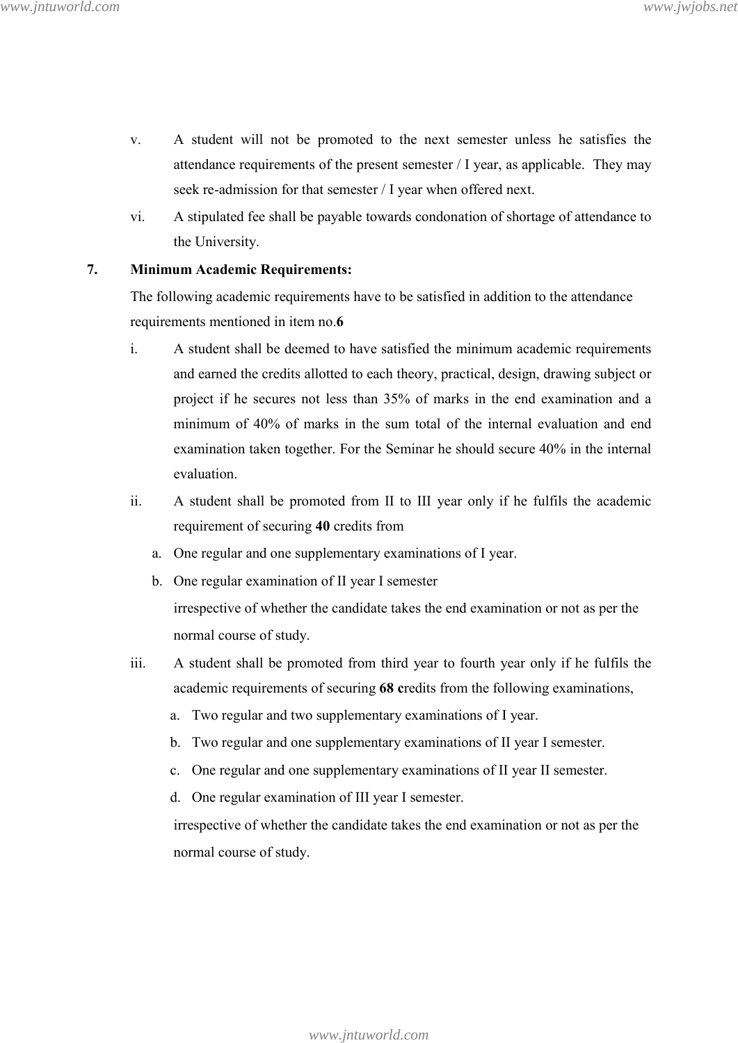v. A student will not be promoted to the next semester unless he satisfies the attendance requirements of the present semester / I year, as applicable. They may seek re-admission for that semester / I year when offered next.

vi. A stipulated fee shall be payable towards condonation of shortage of attendance to the University.

**7. Minimum Academic Requirements:**

The following academic requirements have to be satisfied in addition to the attendance requirements mentioned in item no.**6**

i. A student shall be deemed to have satisfied the minimum academic requirements and earned the credits allotted to each theory, practical, design, drawing subject or project if he secures not less than 35% of marks in the end examination and a minimum of 40% of marks in the sum total of the internal evaluation and end examination taken together. For the Seminar he should secure 40% in the internal evaluation.

ii. A student shall be promoted from II to III year only if he fulfils the academic requirement of securing **40** credits from

   a. One regular and one supplementary examinations of I year.
   b. One regular examination of II year I semester

   irrespective of whether the candidate takes the end examination or not as per the normal course of study.

iii. A student shall be promoted from third year to fourth year only if he fulfils the academic requirements of securing **68 c**redits from the following examinations,

   a. Two regular and two supplementary examinations of I year.
   b. Two regular and one supplementary examinations of II year I semester.
   c. One regular and one supplementary examinations of II year II semester.
   d. One regular examination of III year I semester.

   irrespective of whether the candidate takes the end examination or not as per the normal course of study.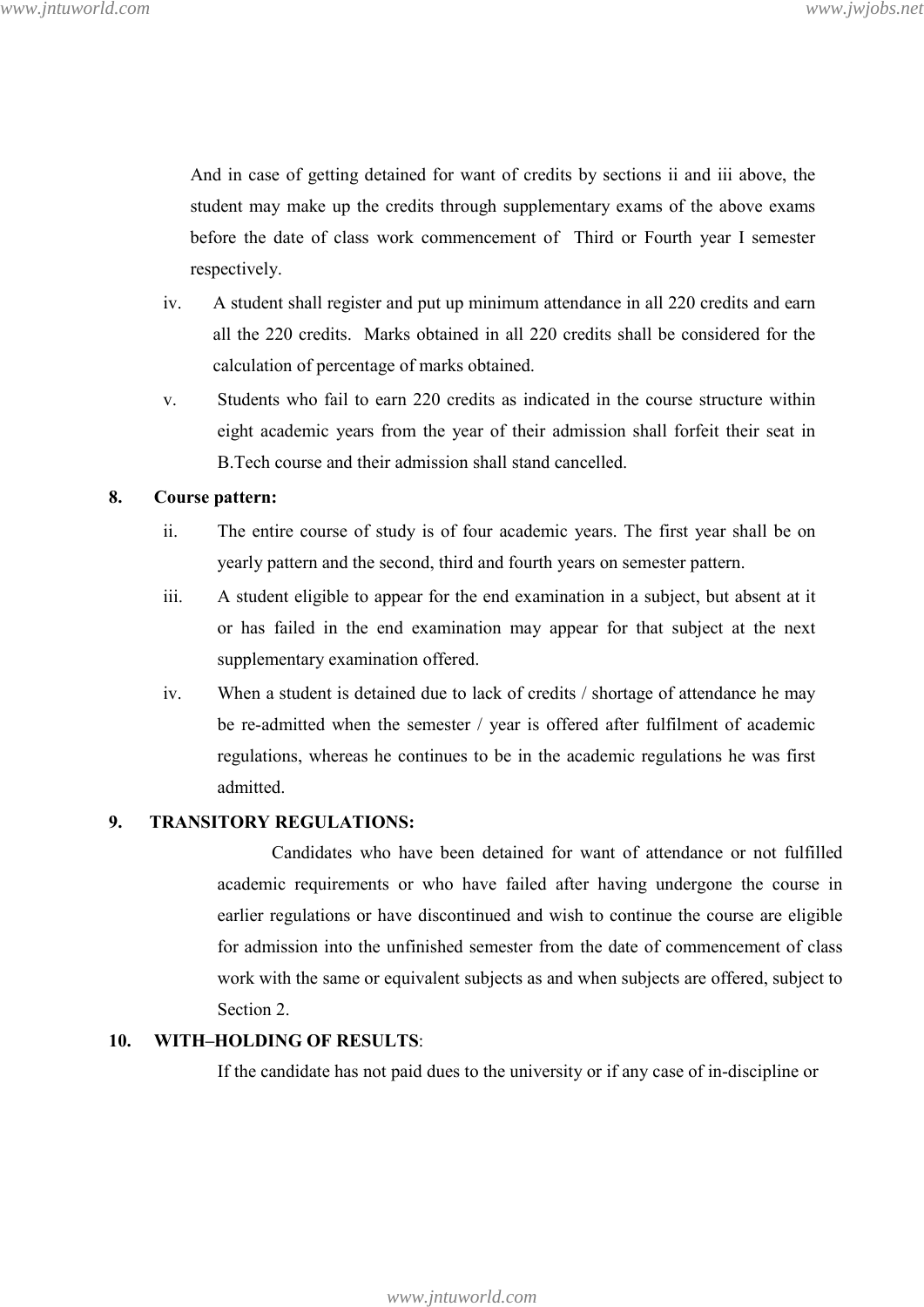And in case of getting detained for want of credits by sections ii and iii above, the student may make up the credits through supplementary exams of the above exams before the date of class work commencement of Third or Fourth year I semester respectively.

iv. A student shall register and put up minimum attendance in all 220 credits and earn all the 220 credits. Marks obtained in all 220 credits shall be considered for the calculation of percentage of marks obtained.

v. Students who fail to earn 220 credits as indicated in the course structure within eight academic years from the year of their admission shall forfeit their seat in B.Tech course and their admission shall stand cancelled.

**8. Course pattern:**

ii. The entire course of study is of four academic years. The first year shall be on yearly pattern and the second, third and fourth years on semester pattern.

iii. A student eligible to appear for the end examination in a subject, but absent at it or has failed in the end examination may appear for that subject at the next supplementary examination offered.

iv. When a student is detained due to lack of credits / shortage of attendance he may be re-admitted when the semester / year is offered after fulfilment of academic regulations, whereas he continues to be in the academic regulations he was first admitted.

**9. TRANSITORY REGULATIONS:**

Candidates who have been detained for want of attendance or not fulfilled academic requirements or who have failed after having undergone the course in earlier regulations or have discontinued and wish to continue the course are eligible for admission into the unfinished semester from the date of commencement of class work with the same or equivalent subjects as and when subjects are offered, subject to Section 2.

**10. WITH–HOLDING OF RESULTS**:

If the candidate has not paid dues to the university or if any case of in-discipline or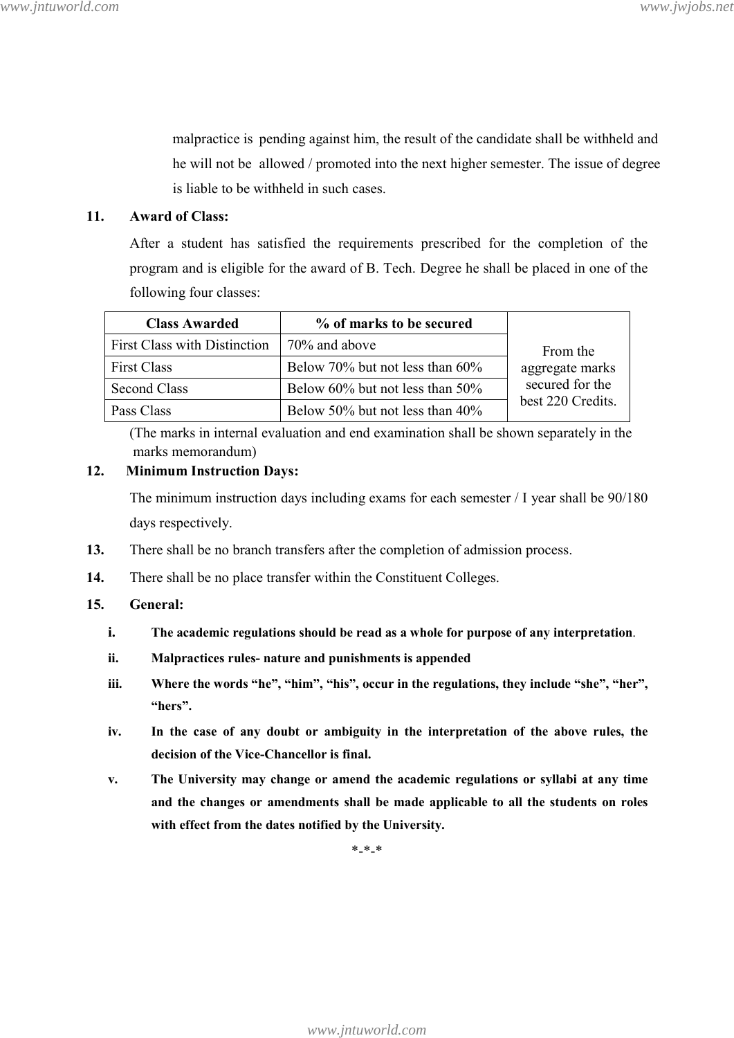malpractice is pending against him, the result of the candidate shall be withheld and he will not be allowed / promoted into the next higher semester. The issue of degree is liable to be withheld in such cases.

**11. Award of Class:**

After a student has satisfied the requirements prescribed for the completion of the program and is eligible for the award of B. Tech. Degree he shall be placed in one of the following four classes:

| Class Awarded | % of marks to be secured | |
|---|---|---|
| First Class with Distinction | 70% and above | From the aggregate marks secured for the best 220 Credits. |
| First Class | Below 70% but not less than 60% | |
| Second Class | Below 60% but not less than 50% | |
| Pass Class | Below 50% but not less than 40% | |

(The marks in internal evaluation and end examination shall be shown separately in the marks memorandum)

**12. Minimum Instruction Days:**

The minimum instruction days including exams for each semester / I year shall be 90/180 days respectively.

**13.** There shall be no branch transfers after the completion of admission process.

**14.** There shall be no place transfer within the Constituent Colleges.

**15. General:**

- **i.** **The academic regulations should be read as a whole for purpose of any interpretation**.
- **ii.** **Malpractices rules- nature and punishments is appended**
- **iii.** **Where the words "he", "him", "his", occur in the regulations, they include "she", "her", "hers".**
- **iv.** **In the case of any doubt or ambiguity in the interpretation of the above rules, the decision of the Vice-Chancellor is final.**
- **v.** **The University may change or amend the academic regulations or syllabi at any time and the changes or amendments shall be made applicable to all the students on roles with effect from the dates notified by the University.**

*-*-*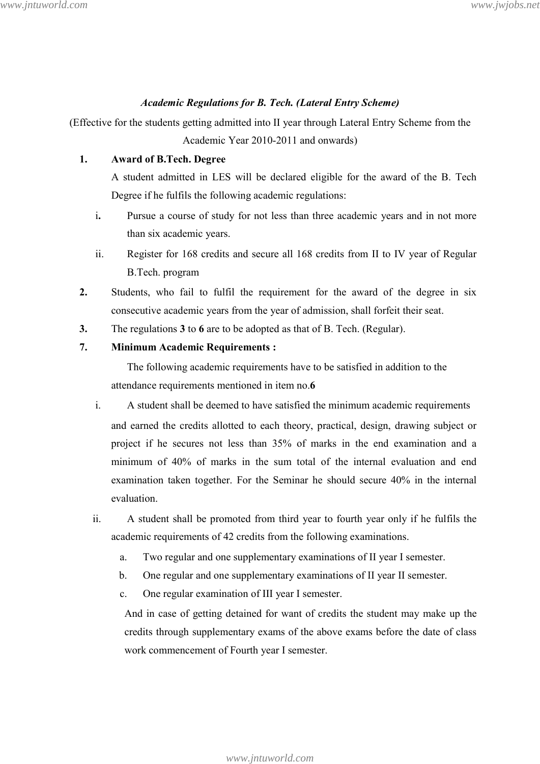***Academic Regulations for B. Tech. (Lateral Entry Scheme)***

(Effective for the students getting admitted into II year through Lateral Entry Scheme from the Academic Year 2010-2011 and onwards)

**1. Award of B.Tech. Degree**

A student admitted in LES will be declared eligible for the award of the B. Tech Degree if he fulfils the following academic regulations:

i. Pursue a course of study for not less than three academic years and in not more than six academic years.

ii. Register for 168 credits and secure all 168 credits from II to IV year of Regular B.Tech. program

**2.** Students, who fail to fulfil the requirement for the award of the degree in six consecutive academic years from the year of admission, shall forfeit their seat.

**3.** The regulations **3** to **6** are to be adopted as that of B. Tech. (Regular).

**7. Minimum Academic Requirements :**

The following academic requirements have to be satisfied in addition to the attendance requirements mentioned in item no.**6**

i. A student shall be deemed to have satisfied the minimum academic requirements and earned the credits allotted to each theory, practical, design, drawing subject or project if he secures not less than 35% of marks in the end examination and a minimum of 40% of marks in the sum total of the internal evaluation and end examination taken together. For the Seminar he should secure 40% in the internal evaluation.

ii. A student shall be promoted from third year to fourth year only if he fulfils the academic requirements of 42 credits from the following examinations.

a. Two regular and one supplementary examinations of II year I semester.

b. One regular and one supplementary examinations of II year II semester.

c. One regular examination of III year I semester.

And in case of getting detained for want of credits the student may make up the credits through supplementary exams of the above exams before the date of class work commencement of Fourth year I semester.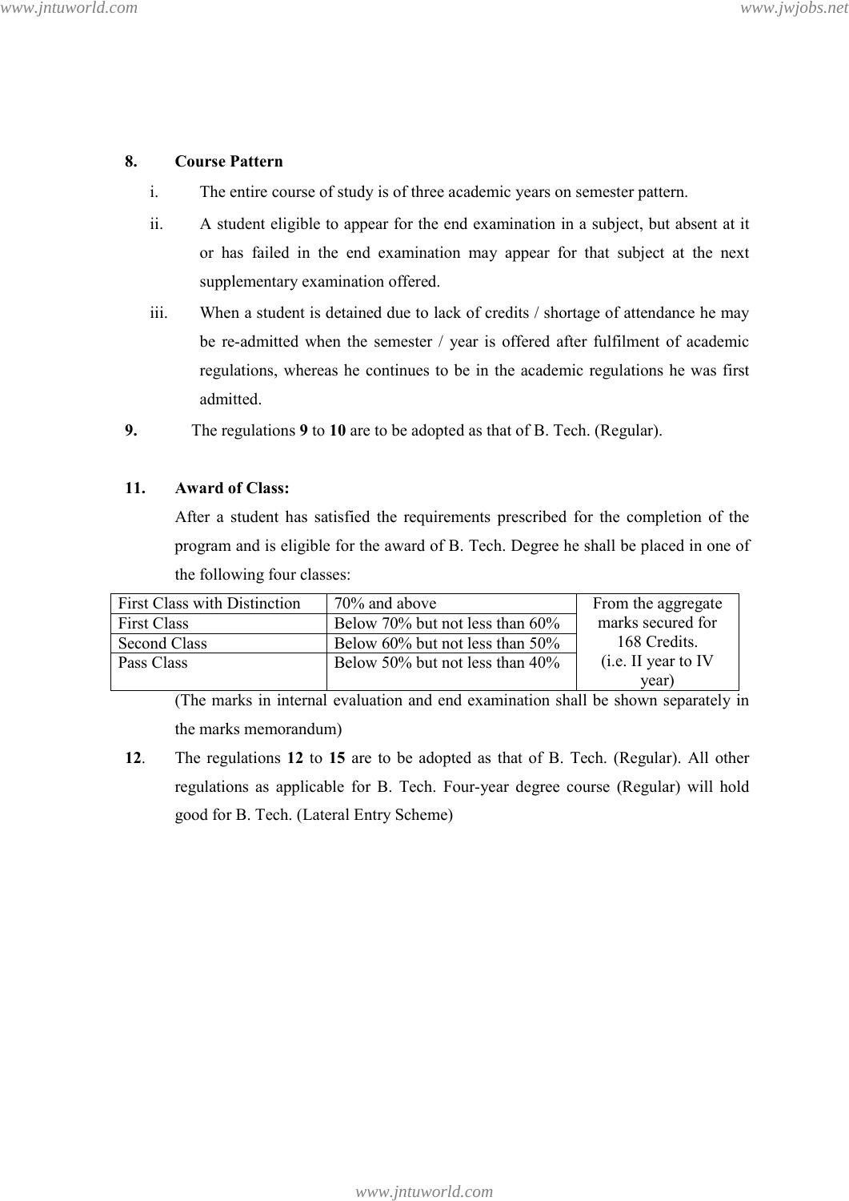**8. Course Pattern**

i. The entire course of study is of three academic years on semester pattern.

ii. A student eligible to appear for the end examination in a subject, but absent at it or has failed in the end examination may appear for that subject at the next supplementary examination offered.

iii. When a student is detained due to lack of credits / shortage of attendance he may be re-admitted when the semester / year is offered after fulfilment of academic regulations, whereas he continues to be in the academic regulations he was first admitted.

**9.** The regulations **9** to **10** are to be adopted as that of B. Tech. (Regular).

**11. Award of Class:**

After a student has satisfied the requirements prescribed for the completion of the program and is eligible for the award of B. Tech. Degree he shall be placed in one of the following four classes:

| First Class with Distinction | 70% and above | From the aggregate marks secured for 168 Credits. (i.e. II year to IV year) |
|---|---|---|
| First Class | Below 70% but not less than 60% | |
| Second Class | Below 60% but not less than 50% | |
| Pass Class | Below 50% but not less than 40% | |

(The marks in internal evaluation and end examination shall be shown separately in the marks memorandum)

**12**. The regulations **12** to **15** are to be adopted as that of B. Tech. (Regular). All other regulations as applicable for B. Tech. Four-year degree course (Regular) will hold good for B. Tech. (Lateral Entry Scheme)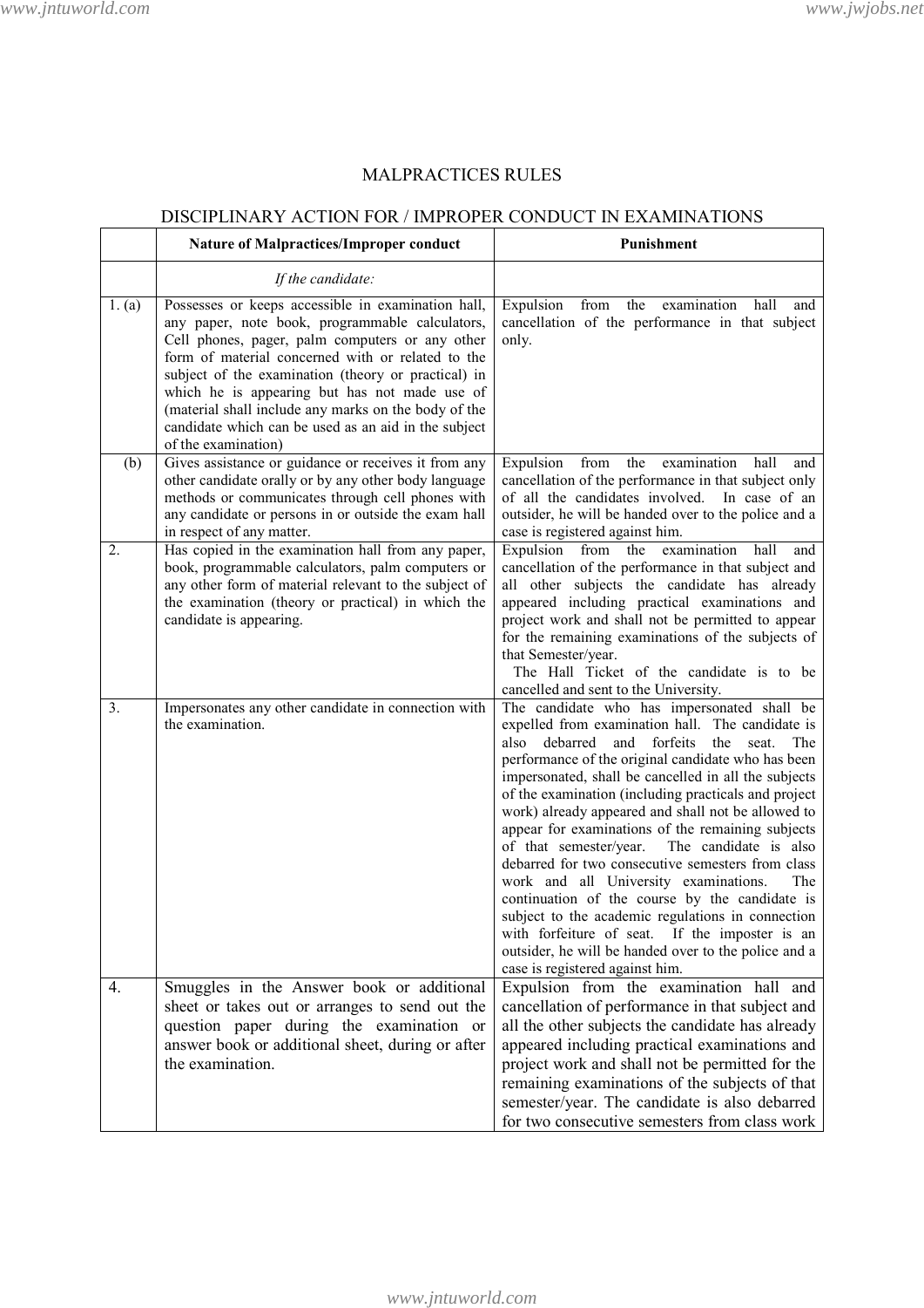# MALPRACTICES RULES

## DISCIPLINARY ACTION FOR / IMPROPER CONDUCT IN EXAMINATIONS

| | Nature of Malpractices/Improper conduct | Punishment |
|---|---|---|
| | *If the candidate:* | |
| 1. (a) | Possesses or keeps accessible in examination hall, any paper, note book, programmable calculators, Cell phones, pager, palm computers or any other form of material concerned with or related to the subject of the examination (theory or practical) in which he is appearing but has not made use of (material shall include any marks on the body of the candidate which can be used as an aid in the subject of the examination) | Expulsion from the examination hall and cancellation of the performance in that subject only. |
| (b) | Gives assistance or guidance or receives it from any other candidate orally or by any other body language methods or communicates through cell phones with any candidate or persons in or outside the exam hall in respect of any matter. | Expulsion from the examination hall and cancellation of the performance in that subject only of all the candidates involved. In case of an outsider, he will be handed over to the police and a case is registered against him. |
| 2. | Has copied in the examination hall from any paper, book, programmable calculators, palm computers or any other form of material relevant to the subject of the examination (theory or practical) in which the candidate is appearing. | Expulsion from the examination hall and cancellation of the performance in that subject and all other subjects the candidate has already appeared including practical examinations and project work and shall not be permitted to appear for the remaining examinations of the subjects of that Semester/year. The Hall Ticket of the candidate is to be cancelled and sent to the University. |
| 3. | Impersonates any other candidate in connection with the examination. | The candidate who has impersonated shall be expelled from examination hall. The candidate is also debarred and forfeits the seat. The performance of the original candidate who has been impersonated, shall be cancelled in all the subjects of the examination (including practicals and project work) already appeared and shall not be allowed to appear for examinations of the remaining subjects of that semester/year. The candidate is also debarred for two consecutive semesters from class work and all University examinations. The continuation of the course by the candidate is subject to the academic regulations in connection with forfeiture of seat. If the imposter is an outsider, he will be handed over to the police and a case is registered against him. |
| 4. | Smuggles in the Answer book or additional sheet or takes out or arranges to send out the question paper during the examination or answer book or additional sheet, during or after the examination. | Expulsion from the examination hall and cancellation of performance in that subject and all the other subjects the candidate has already appeared including practical examinations and project work and shall not be permitted for the remaining examinations of the subjects of that semester/year. The candidate is also debarred for two consecutive semesters from class work |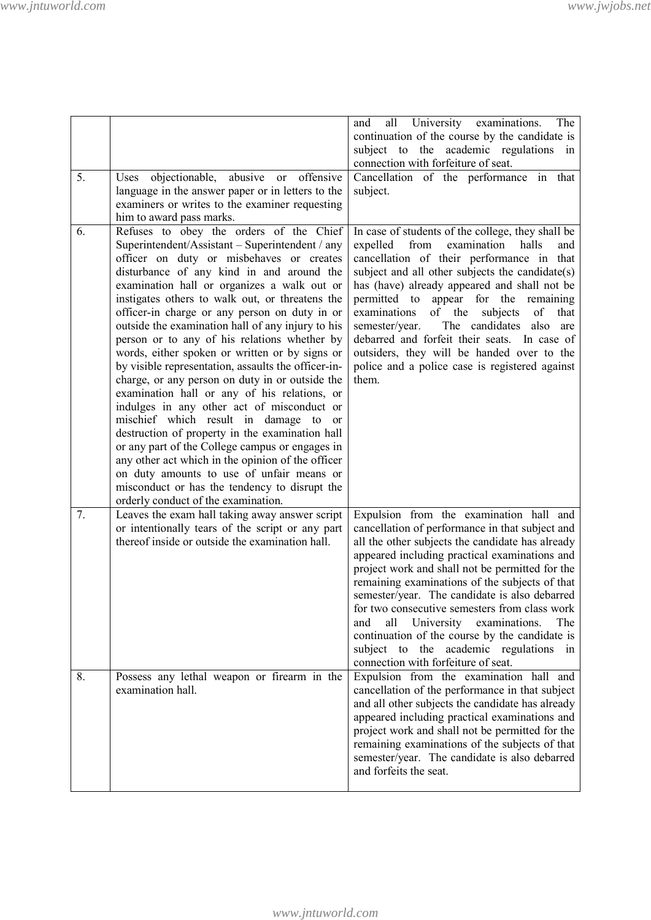| | | |
|---|---|---|
| | | and all University examinations. The continuation of the course by the candidate is subject to the academic regulations in connection with forfeiture of seat. |
| 5. | Uses objectionable, abusive or offensive language in the answer paper or in letters to the examiners or writes to the examiner requesting him to award pass marks. | Cancellation of the performance in that subject. |
| 6. | Refuses to obey the orders of the Chief Superintendent/Assistant – Superintendent / any officer on duty or misbehaves or creates disturbance of any kind in and around the examination hall or organizes a walk out or instigates others to walk out, or threatens the officer-in charge or any person on duty in or outside the examination hall of any injury to his person or to any of his relations whether by words, either spoken or written or by signs or by visible representation, assaults the officer-in-charge, or any person on duty in or outside the examination hall or any of his relations, or indulges in any other act of misconduct or mischief which result in damage to or destruction of property in the examination hall or any part of the College campus or engages in any other act which in the opinion of the officer on duty amounts to use of unfair means or misconduct or has the tendency to disrupt the orderly conduct of the examination. | In case of students of the college, they shall be expelled from examination halls and cancellation of their performance in that subject and all other subjects the candidate(s) has (have) already appeared and shall not be permitted to appear for the remaining examinations of the subjects of that semester/year. The candidates also are debarred and forfeit their seats. In case of outsiders, they will be handed over to the police and a police case is registered against them. |
| 7. | Leaves the exam hall taking away answer script or intentionally tears of the script or any part thereof inside or outside the examination hall. | Expulsion from the examination hall and cancellation of performance in that subject and all the other subjects the candidate has already appeared including practical examinations and project work and shall not be permitted for the remaining examinations of the subjects of that semester/year. The candidate is also debarred for two consecutive semesters from class work and all University examinations. The continuation of the course by the candidate is subject to the academic regulations in connection with forfeiture of seat. |
| 8. | Possess any lethal weapon or firearm in the examination hall. | Expulsion from the examination hall and cancellation of the performance in that subject and all other subjects the candidate has already appeared including practical examinations and project work and shall not be permitted for the remaining examinations of the subjects of that semester/year. The candidate is also debarred and forfeits the seat. |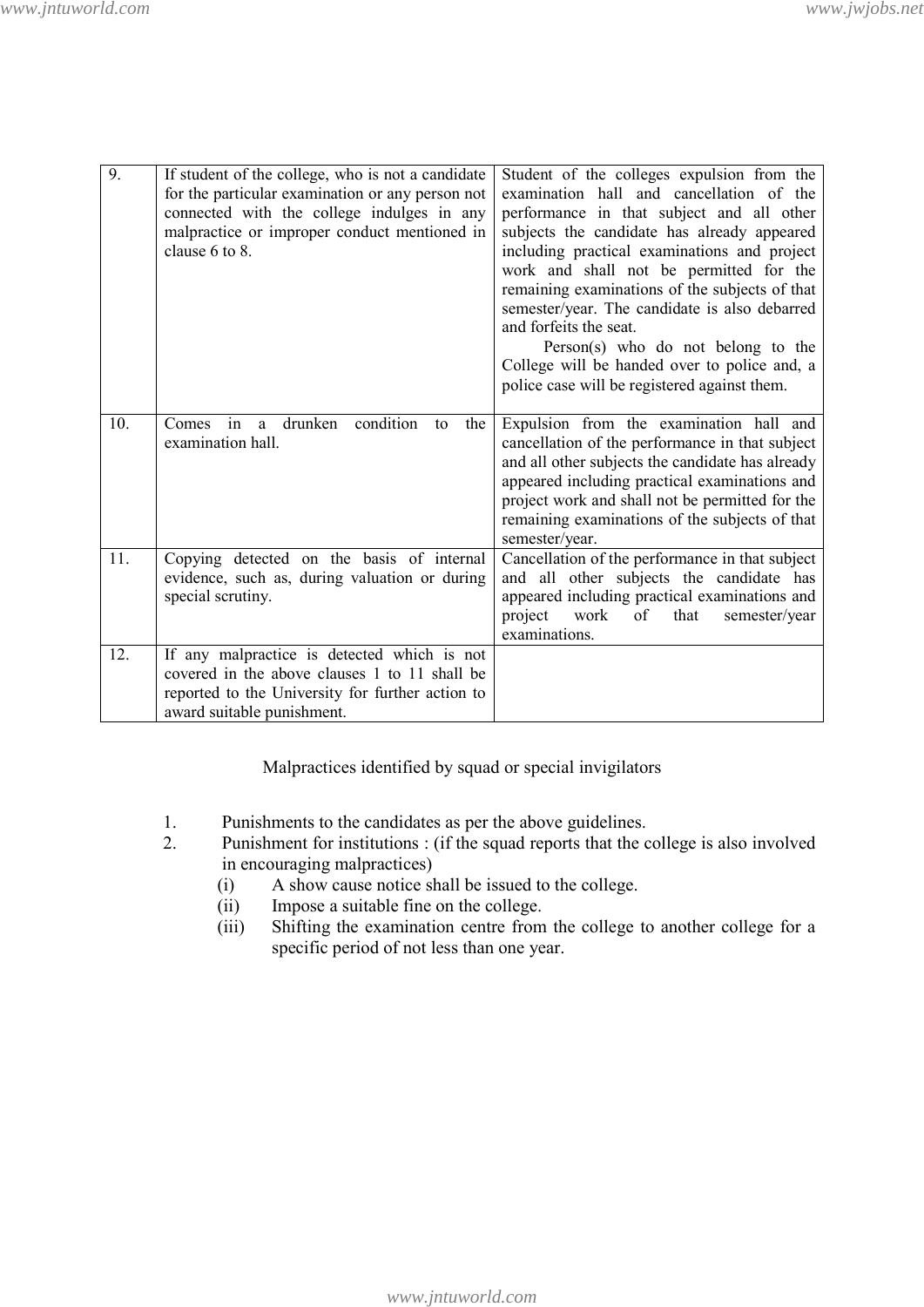| | | |
|---|---|---|
| 9. | If student of the college, who is not a candidate for the particular examination or any person not connected with the college indulges in any malpractice or improper conduct mentioned in clause 6 to 8. | Student of the colleges expulsion from the examination hall and cancellation of the performance in that subject and all other subjects the candidate has already appeared including practical examinations and project work and shall not be permitted for the remaining examinations of the subjects of that semester/year. The candidate is also debarred and forfeits the seat. Person(s) who do not belong to the College will be handed over to police and, a police case will be registered against them. |
| 10. | Comes in a drunken condition to the examination hall. | Expulsion from the examination hall and cancellation of the performance in that subject and all other subjects the candidate has already appeared including practical examinations and project work and shall not be permitted for the remaining examinations of the subjects of that semester/year. |
| 11. | Copying detected on the basis of internal evidence, such as, during valuation or during special scrutiny. | Cancellation of the performance in that subject and all other subjects the candidate has appeared including practical examinations and project work of that semester/year examinations. |
| 12. | If any malpractice is detected which is not covered in the above clauses 1 to 11 shall be reported to the University for further action to award suitable punishment. | |

Malpractices identified by squad or special invigilators

1. Punishments to the candidates as per the above guidelines.
2. Punishment for institutions : (if the squad reports that the college is also involved in encouraging malpractices)
   (i) A show cause notice shall be issued to the college.
   (ii) Impose a suitable fine on the college.
   (iii) Shifting the examination centre from the college to another college for a specific period of not less than one year.